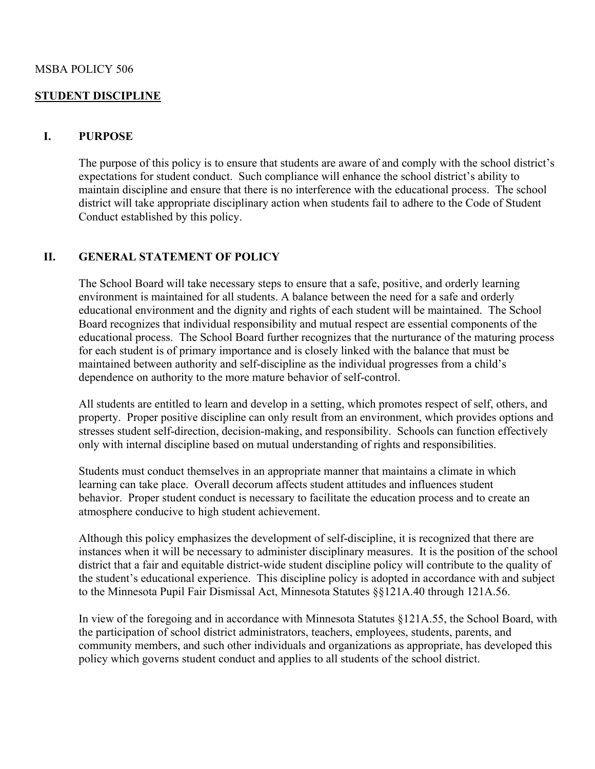MSBA POLICY 506

## STUDENT DISCIPLINE

### I. PURPOSE

The purpose of this policy is to ensure that students are aware of and comply with the school district's expectations for student conduct. Such compliance will enhance the school district's ability to maintain discipline and ensure that there is no interference with the educational process. The school district will take appropriate disciplinary action when students fail to adhere to the Code of Student Conduct established by this policy.

### II. GENERAL STATEMENT OF POLICY

The School Board will take necessary steps to ensure that a safe, positive, and orderly learning environment is maintained for all students. A balance between the need for a safe and orderly educational environment and the dignity and rights of each student will be maintained. The School Board recognizes that individual responsibility and mutual respect are essential components of the educational process. The School Board further recognizes that the nurturance of the maturing process for each student is of primary importance and is closely linked with the balance that must be maintained between authority and self-discipline as the individual progresses from a child's dependence on authority to the more mature behavior of self-control.

All students are entitled to learn and develop in a setting, which promotes respect of self, others, and property. Proper positive discipline can only result from an environment, which provides options and stresses student self-direction, decision-making, and responsibility. Schools can function effectively only with internal discipline based on mutual understanding of rights and responsibilities.

Students must conduct themselves in an appropriate manner that maintains a climate in which learning can take place. Overall decorum affects student attitudes and influences student behavior. Proper student conduct is necessary to facilitate the education process and to create an atmosphere conducive to high student achievement.

Although this policy emphasizes the development of self-discipline, it is recognized that there are instances when it will be necessary to administer disciplinary measures. It is the position of the school district that a fair and equitable district-wide student discipline policy will contribute to the quality of the student's educational experience. This discipline policy is adopted in accordance with and subject to the Minnesota Pupil Fair Dismissal Act, Minnesota Statutes §§121A.40 through 121A.56.

In view of the foregoing and in accordance with Minnesota Statutes §121A.55, the School Board, with the participation of school district administrators, teachers, employees, students, parents, and community members, and such other individuals and organizations as appropriate, has developed this policy which governs student conduct and applies to all students of the school district.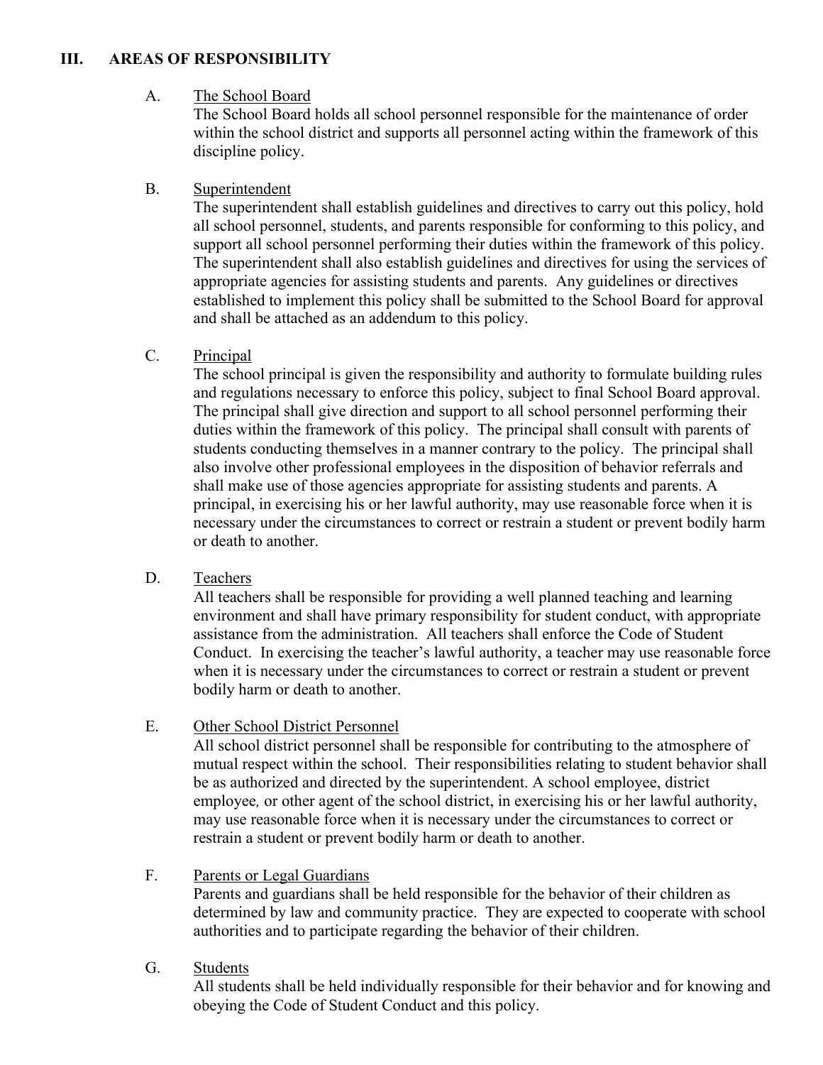## III. AREAS OF RESPONSIBILITY

### A. The School Board

The School Board holds all school personnel responsible for the maintenance of order within the school district and supports all personnel acting within the framework of this discipline policy.

### B. Superintendent

The superintendent shall establish guidelines and directives to carry out this policy, hold all school personnel, students, and parents responsible for conforming to this policy, and support all school personnel performing their duties within the framework of this policy. The superintendent shall also establish guidelines and directives for using the services of appropriate agencies for assisting students and parents. Any guidelines or directives established to implement this policy shall be submitted to the School Board for approval and shall be attached as an addendum to this policy.

### C. Principal

The school principal is given the responsibility and authority to formulate building rules and regulations necessary to enforce this policy, subject to final School Board approval. The principal shall give direction and support to all school personnel performing their duties within the framework of this policy. The principal shall consult with parents of students conducting themselves in a manner contrary to the policy. The principal shall also involve other professional employees in the disposition of behavior referrals and shall make use of those agencies appropriate for assisting students and parents. A principal, in exercising his or her lawful authority, may use reasonable force when it is necessary under the circumstances to correct or restrain a student or prevent bodily harm or death to another.

### D. Teachers

All teachers shall be responsible for providing a well planned teaching and learning environment and shall have primary responsibility for student conduct, with appropriate assistance from the administration. All teachers shall enforce the Code of Student Conduct. In exercising the teacher's lawful authority, a teacher may use reasonable force when it is necessary under the circumstances to correct or restrain a student or prevent bodily harm or death to another.

### E. Other School District Personnel

All school district personnel shall be responsible for contributing to the atmosphere of mutual respect within the school. Their responsibilities relating to student behavior shall be as authorized and directed by the superintendent. A school employee, district employee*,* or other agent of the school district, in exercising his or her lawful authority, may use reasonable force when it is necessary under the circumstances to correct or restrain a student or prevent bodily harm or death to another.

### F. Parents or Legal Guardians

Parents and guardians shall be held responsible for the behavior of their children as determined by law and community practice. They are expected to cooperate with school authorities and to participate regarding the behavior of their children.

### G. Students

All students shall be held individually responsible for their behavior and for knowing and obeying the Code of Student Conduct and this policy.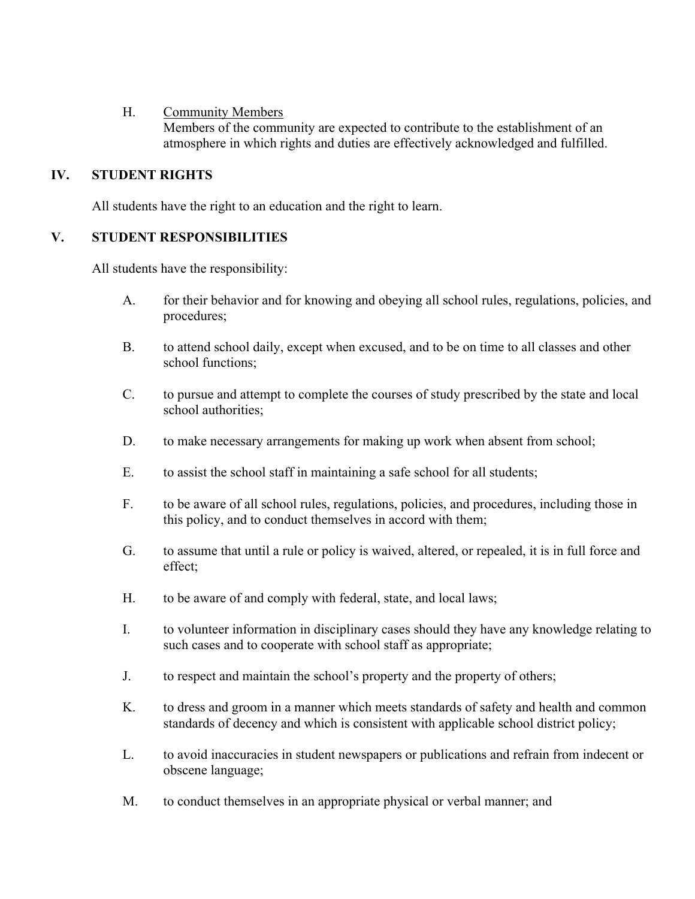H. Community Members

Members of the community are expected to contribute to the establishment of an atmosphere in which rights and duties are effectively acknowledged and fulfilled.

## IV. STUDENT RIGHTS

All students have the right to an education and the right to learn.

## V. STUDENT RESPONSIBILITIES

All students have the responsibility:

A. for their behavior and for knowing and obeying all school rules, regulations, policies, and procedures;

B. to attend school daily, except when excused, and to be on time to all classes and other school functions;

C. to pursue and attempt to complete the courses of study prescribed by the state and local school authorities;

D. to make necessary arrangements for making up work when absent from school;

E. to assist the school staff in maintaining a safe school for all students;

F. to be aware of all school rules, regulations, policies, and procedures, including those in this policy, and to conduct themselves in accord with them;

G. to assume that until a rule or policy is waived, altered, or repealed, it is in full force and effect;

H. to be aware of and comply with federal, state, and local laws;

I. to volunteer information in disciplinary cases should they have any knowledge relating to such cases and to cooperate with school staff as appropriate;

J. to respect and maintain the school's property and the property of others;

K. to dress and groom in a manner which meets standards of safety and health and common standards of decency and which is consistent with applicable school district policy;

L. to avoid inaccuracies in student newspapers or publications and refrain from indecent or obscene language;

M. to conduct themselves in an appropriate physical or verbal manner; and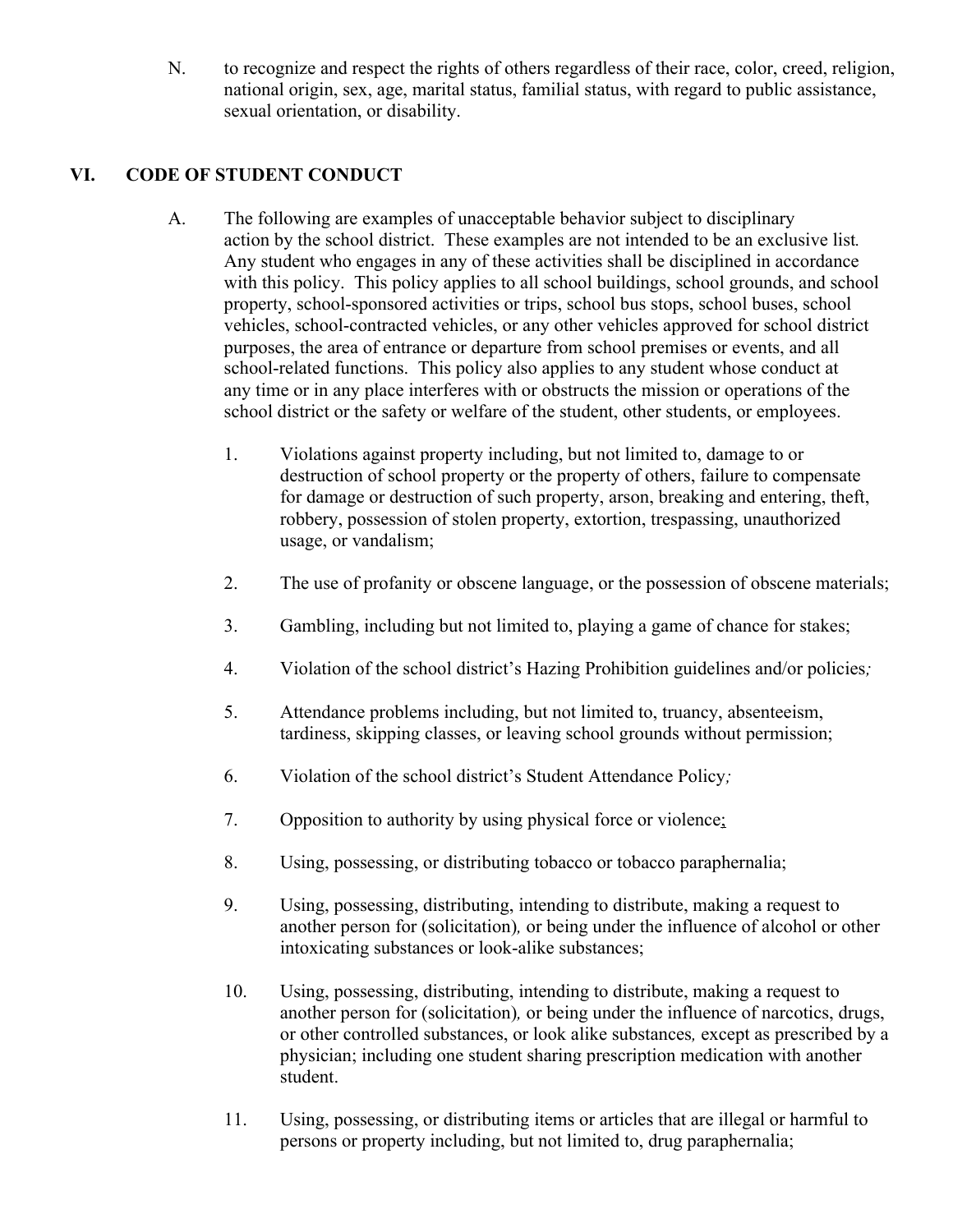N. to recognize and respect the rights of others regardless of their race, color, creed, religion, national origin, sex, age, marital status, familial status, with regard to public assistance, sexual orientation, or disability.

## VI. CODE OF STUDENT CONDUCT

A. The following are examples of unacceptable behavior subject to disciplinary action by the school district. These examples are not intended to be an exclusive list. Any student who engages in any of these activities shall be disciplined in accordance with this policy. This policy applies to all school buildings, school grounds, and school property, school-sponsored activities or trips, school bus stops, school buses, school vehicles, school-contracted vehicles, or any other vehicles approved for school district purposes, the area of entrance or departure from school premises or events, and all school-related functions. This policy also applies to any student whose conduct at any time or in any place interferes with or obstructs the mission or operations of the school district or the safety or welfare of the student, other students, or employees.

1. Violations against property including, but not limited to, damage to or destruction of school property or the property of others, failure to compensate for damage or destruction of such property, arson, breaking and entering, theft, robbery, possession of stolen property, extortion, trespassing, unauthorized usage, or vandalism;
2. The use of profanity or obscene language, or the possession of obscene materials;
3. Gambling, including but not limited to, playing a game of chance for stakes;
4. Violation of the school district's Hazing Prohibition guidelines and/or policies;
5. Attendance problems including, but not limited to, truancy, absenteeism, tardiness, skipping classes, or leaving school grounds without permission;
6. Violation of the school district's Student Attendance Policy;
7. Opposition to authority by using physical force or violence;
8. Using, possessing, or distributing tobacco or tobacco paraphernalia;
9. Using, possessing, distributing, intending to distribute, making a request to another person for (solicitation), or being under the influence of alcohol or other intoxicating substances or look-alike substances;
10. Using, possessing, distributing, intending to distribute, making a request to another person for (solicitation), or being under the influence of narcotics, drugs, or other controlled substances, or look alike substances, except as prescribed by a physician; including one student sharing prescription medication with another student.
11. Using, possessing, or distributing items or articles that are illegal or harmful to persons or property including, but not limited to, drug paraphernalia;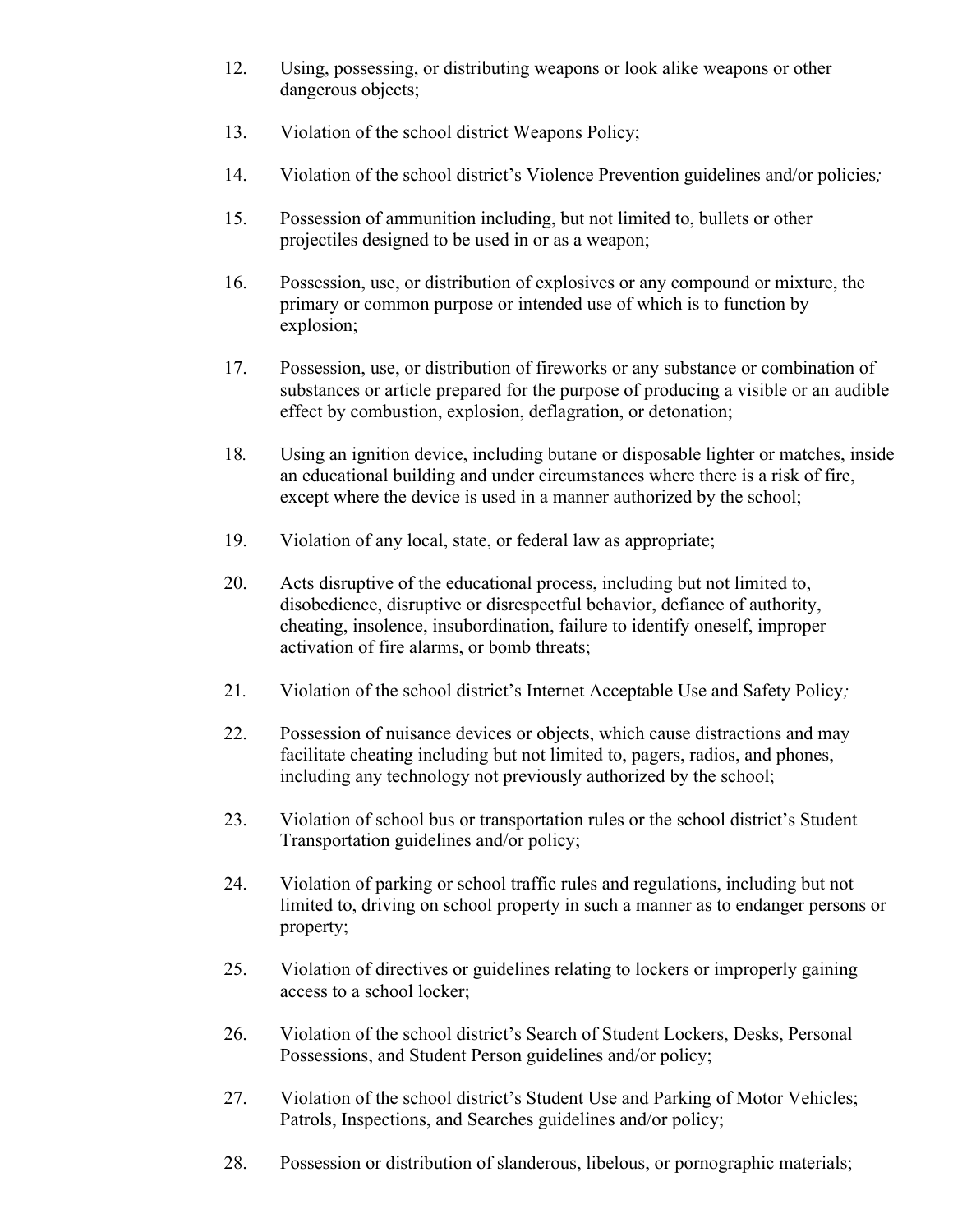12. Using, possessing, or distributing weapons or look alike weapons or other dangerous objects;

13. Violation of the school district Weapons Policy;

14. Violation of the school district's Violence Prevention guidelines and/or policies;

15. Possession of ammunition including, but not limited to, bullets or other projectiles designed to be used in or as a weapon;

16. Possession, use, or distribution of explosives or any compound or mixture, the primary or common purpose or intended use of which is to function by explosion;

17. Possession, use, or distribution of fireworks or any substance or combination of substances or article prepared for the purpose of producing a visible or an audible effect by combustion, explosion, deflagration, or detonation;

18. Using an ignition device, including butane or disposable lighter or matches, inside an educational building and under circumstances where there is a risk of fire, except where the device is used in a manner authorized by the school;

19. Violation of any local, state, or federal law as appropriate;

20. Acts disruptive of the educational process, including but not limited to, disobedience, disruptive or disrespectful behavior, defiance of authority, cheating, insolence, insubordination, failure to identify oneself, improper activation of fire alarms, or bomb threats;

21. Violation of the school district's Internet Acceptable Use and Safety Policy;

22. Possession of nuisance devices or objects, which cause distractions and may facilitate cheating including but not limited to, pagers, radios, and phones, including any technology not previously authorized by the school;

23. Violation of school bus or transportation rules or the school district's Student Transportation guidelines and/or policy;

24. Violation of parking or school traffic rules and regulations, including but not limited to, driving on school property in such a manner as to endanger persons or property;

25. Violation of directives or guidelines relating to lockers or improperly gaining access to a school locker;

26. Violation of the school district's Search of Student Lockers, Desks, Personal Possessions, and Student Person guidelines and/or policy;

27. Violation of the school district's Student Use and Parking of Motor Vehicles; Patrols, Inspections, and Searches guidelines and/or policy;

28. Possession or distribution of slanderous, libelous, or pornographic materials;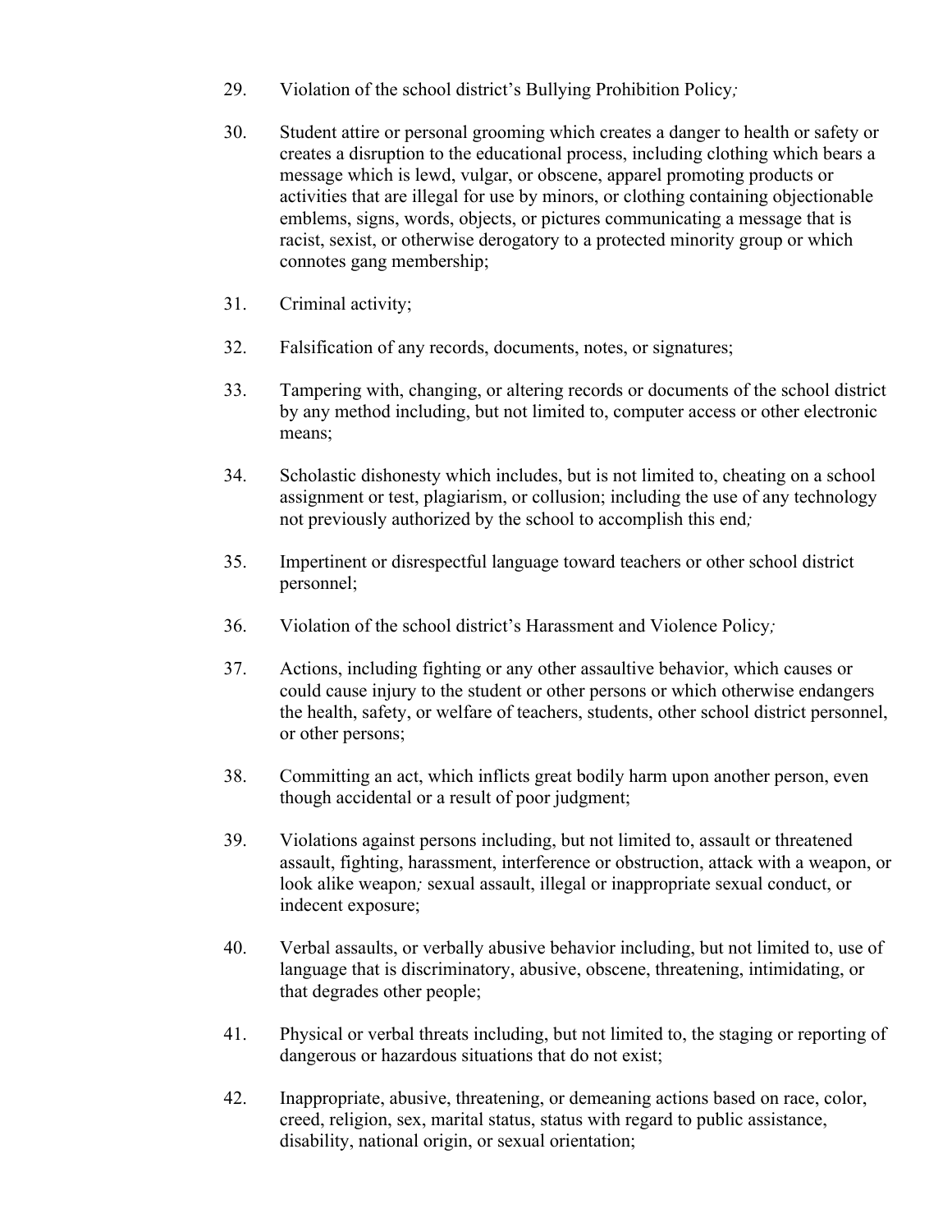29. Violation of the school district's Bullying Prohibition Policy*;*

30. Student attire or personal grooming which creates a danger to health or safety or creates a disruption to the educational process, including clothing which bears a message which is lewd, vulgar, or obscene, apparel promoting products or activities that are illegal for use by minors, or clothing containing objectionable emblems, signs, words, objects, or pictures communicating a message that is racist, sexist, or otherwise derogatory to a protected minority group or which connotes gang membership;

31. Criminal activity;

32. Falsification of any records, documents, notes, or signatures;

33. Tampering with, changing, or altering records or documents of the school district by any method including, but not limited to, computer access or other electronic means;

34. Scholastic dishonesty which includes, but is not limited to, cheating on a school assignment or test, plagiarism, or collusion; including the use of any technology not previously authorized by the school to accomplish this end*;*

35. Impertinent or disrespectful language toward teachers or other school district personnel;

36. Violation of the school district's Harassment and Violence Policy*;*

37. Actions, including fighting or any other assaultive behavior, which causes or could cause injury to the student or other persons or which otherwise endangers the health, safety, or welfare of teachers, students, other school district personnel, or other persons;

38. Committing an act, which inflicts great bodily harm upon another person, even though accidental or a result of poor judgment;

39. Violations against persons including, but not limited to, assault or threatened assault, fighting, harassment, interference or obstruction, attack with a weapon, or look alike weapon*;* sexual assault, illegal or inappropriate sexual conduct, or indecent exposure;

40. Verbal assaults, or verbally abusive behavior including, but not limited to, use of language that is discriminatory, abusive, obscene, threatening, intimidating, or that degrades other people;

41. Physical or verbal threats including, but not limited to, the staging or reporting of dangerous or hazardous situations that do not exist;

42. Inappropriate, abusive, threatening, or demeaning actions based on race, color, creed, religion, sex, marital status, status with regard to public assistance, disability, national origin, or sexual orientation;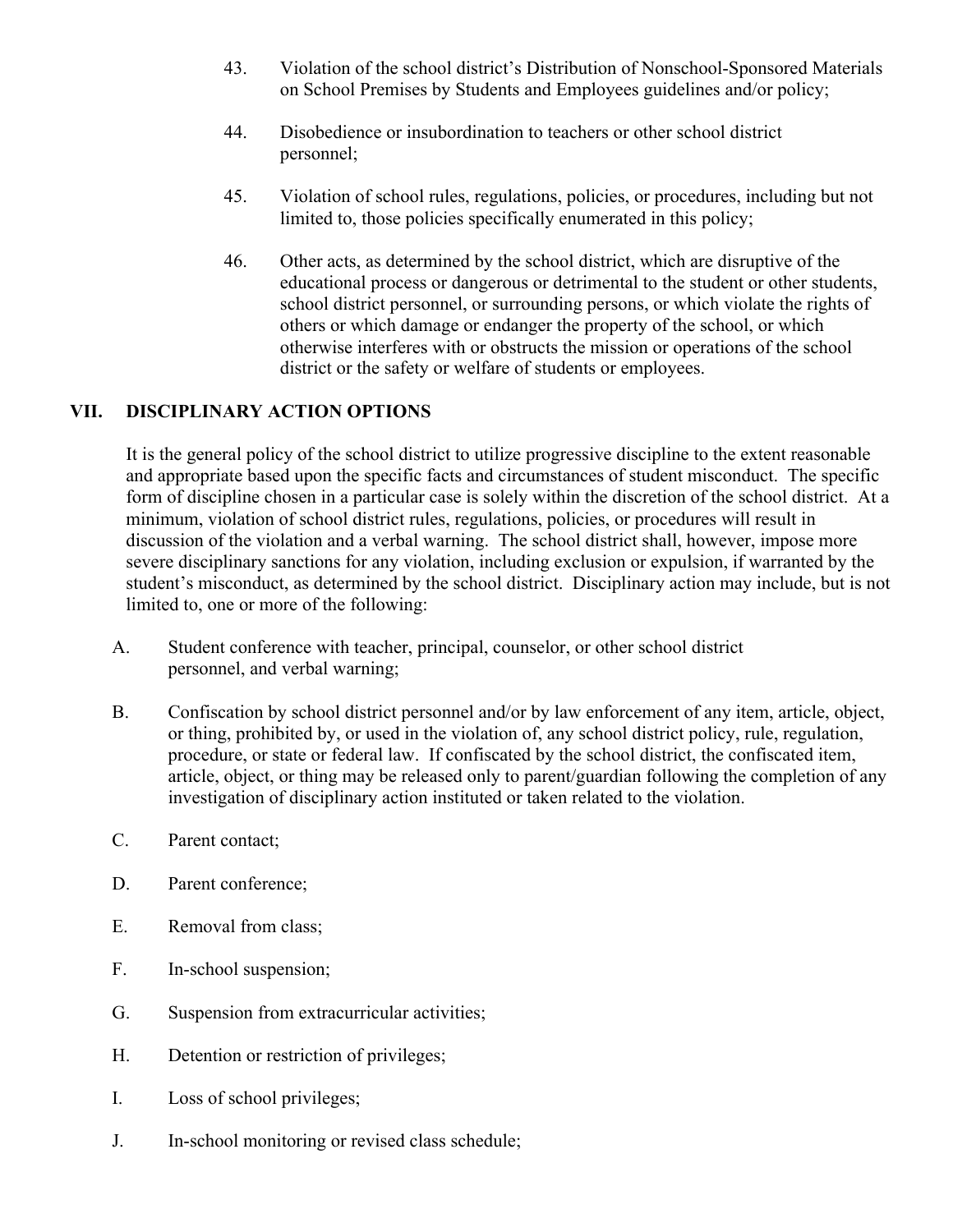43. Violation of the school district's Distribution of Nonschool-Sponsored Materials on School Premises by Students and Employees guidelines and/or policy;

44. Disobedience or insubordination to teachers or other school district personnel;

45. Violation of school rules, regulations, policies, or procedures, including but not limited to, those policies specifically enumerated in this policy;

46. Other acts, as determined by the school district, which are disruptive of the educational process or dangerous or detrimental to the student or other students, school district personnel, or surrounding persons, or which violate the rights of others or which damage or endanger the property of the school, or which otherwise interferes with or obstructs the mission or operations of the school district or the safety or welfare of students or employees.

## VII. DISCIPLINARY ACTION OPTIONS

It is the general policy of the school district to utilize progressive discipline to the extent reasonable and appropriate based upon the specific facts and circumstances of student misconduct. The specific form of discipline chosen in a particular case is solely within the discretion of the school district. At a minimum, violation of school district rules, regulations, policies, or procedures will result in discussion of the violation and a verbal warning. The school district shall, however, impose more severe disciplinary sanctions for any violation, including exclusion or expulsion, if warranted by the student's misconduct, as determined by the school district. Disciplinary action may include, but is not limited to, one or more of the following:

A. Student conference with teacher, principal, counselor, or other school district personnel, and verbal warning;

B. Confiscation by school district personnel and/or by law enforcement of any item, article, object, or thing, prohibited by, or used in the violation of, any school district policy, rule, regulation, procedure, or state or federal law. If confiscated by the school district, the confiscated item, article, object, or thing may be released only to parent/guardian following the completion of any investigation of disciplinary action instituted or taken related to the violation.

C. Parent contact;

D. Parent conference;

E. Removal from class;

F. In-school suspension;

G. Suspension from extracurricular activities;

H. Detention or restriction of privileges;

I. Loss of school privileges;

J. In-school monitoring or revised class schedule;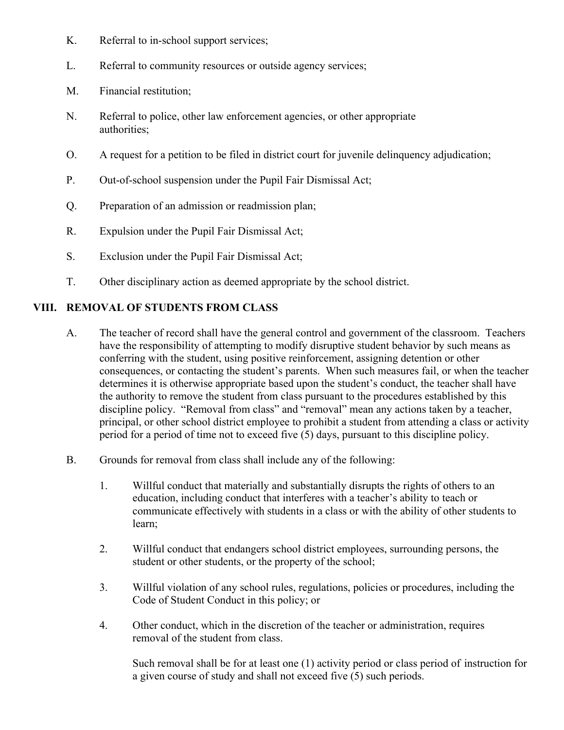K. Referral to in-school support services;

L. Referral to community resources or outside agency services;

M. Financial restitution;

N. Referral to police, other law enforcement agencies, or other appropriate authorities;

O. A request for a petition to be filed in district court for juvenile delinquency adjudication;

P. Out-of-school suspension under the Pupil Fair Dismissal Act;

Q. Preparation of an admission or readmission plan;

R. Expulsion under the Pupil Fair Dismissal Act;

S. Exclusion under the Pupil Fair Dismissal Act;

T. Other disciplinary action as deemed appropriate by the school district.

## VIII. REMOVAL OF STUDENTS FROM CLASS

A. The teacher of record shall have the general control and government of the classroom. Teachers have the responsibility of attempting to modify disruptive student behavior by such means as conferring with the student, using positive reinforcement, assigning detention or other consequences, or contacting the student's parents. When such measures fail, or when the teacher determines it is otherwise appropriate based upon the student's conduct, the teacher shall have the authority to remove the student from class pursuant to the procedures established by this discipline policy. "Removal from class" and "removal" mean any actions taken by a teacher, principal, or other school district employee to prohibit a student from attending a class or activity period for a period of time not to exceed five (5) days, pursuant to this discipline policy.

B. Grounds for removal from class shall include any of the following:

1. Willful conduct that materially and substantially disrupts the rights of others to an education, including conduct that interferes with a teacher's ability to teach or communicate effectively with students in a class or with the ability of other students to learn;

2. Willful conduct that endangers school district employees, surrounding persons, the student or other students, or the property of the school;

3. Willful violation of any school rules, regulations, policies or procedures, including the Code of Student Conduct in this policy; or

4. Other conduct, which in the discretion of the teacher or administration, requires removal of the student from class.

   Such removal shall be for at least one (1) activity period or class period of instruction for a given course of study and shall not exceed five (5) such periods.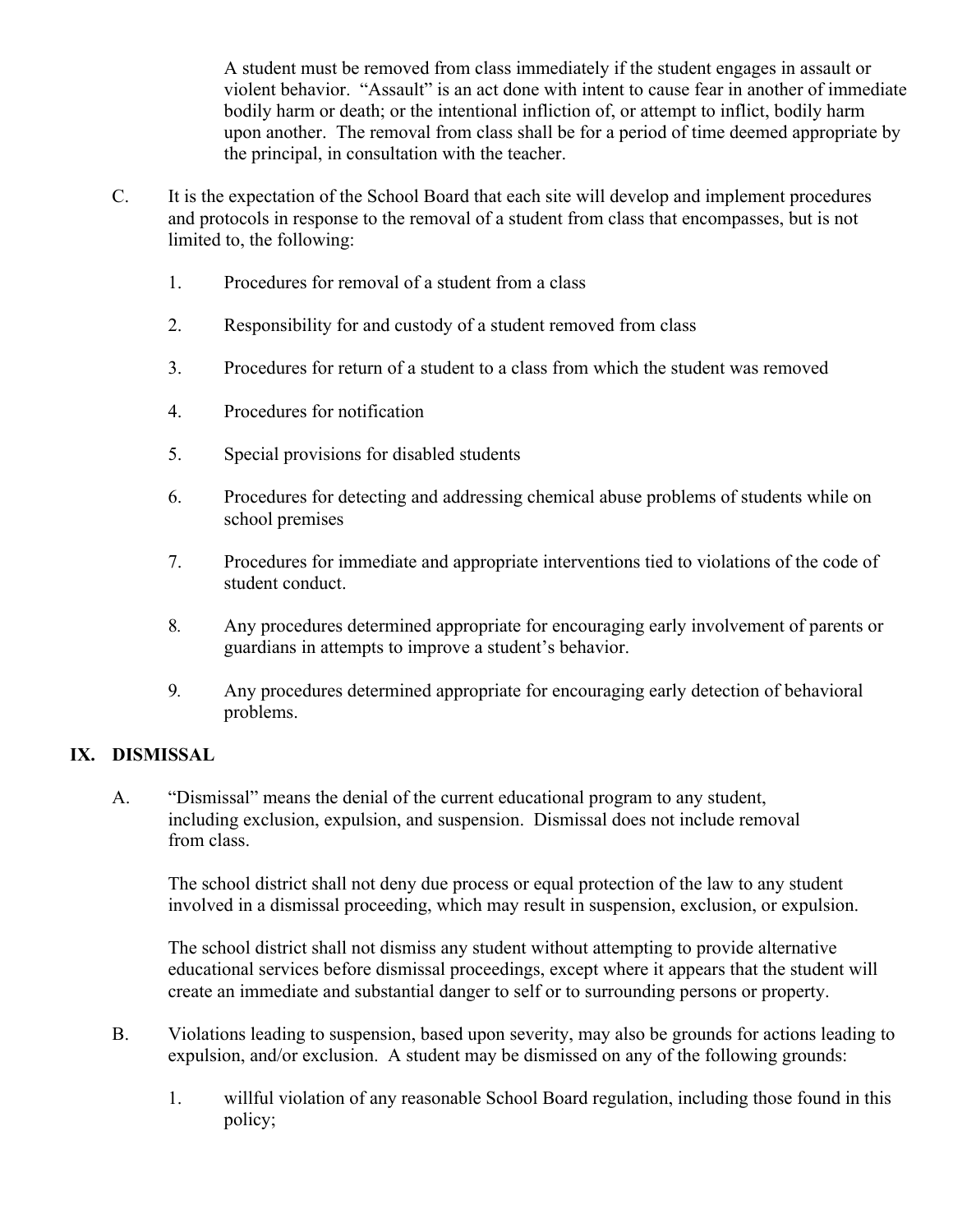A student must be removed from class immediately if the student engages in assault or violent behavior. "Assault" is an act done with intent to cause fear in another of immediate bodily harm or death; or the intentional infliction of, or attempt to inflict, bodily harm upon another. The removal from class shall be for a period of time deemed appropriate by the principal, in consultation with the teacher.

C. It is the expectation of the School Board that each site will develop and implement procedures and protocols in response to the removal of a student from class that encompasses, but is not limited to, the following:

1. Procedures for removal of a student from a class
2. Responsibility for and custody of a student removed from class
3. Procedures for return of a student to a class from which the student was removed
4. Procedures for notification
5. Special provisions for disabled students
6. Procedures for detecting and addressing chemical abuse problems of students while on school premises
7. Procedures for immediate and appropriate interventions tied to violations of the code of student conduct.
8. Any procedures determined appropriate for encouraging early involvement of parents or guardians in attempts to improve a student's behavior.
9. Any procedures determined appropriate for encouraging early detection of behavioral problems.

## IX. DISMISSAL

A. "Dismissal" means the denial of the current educational program to any student, including exclusion, expulsion, and suspension. Dismissal does not include removal from class.

The school district shall not deny due process or equal protection of the law to any student involved in a dismissal proceeding, which may result in suspension, exclusion, or expulsion.

The school district shall not dismiss any student without attempting to provide alternative educational services before dismissal proceedings, except where it appears that the student will create an immediate and substantial danger to self or to surrounding persons or property.

B. Violations leading to suspension, based upon severity, may also be grounds for actions leading to expulsion, and/or exclusion. A student may be dismissed on any of the following grounds:

1. willful violation of any reasonable School Board regulation, including those found in this policy;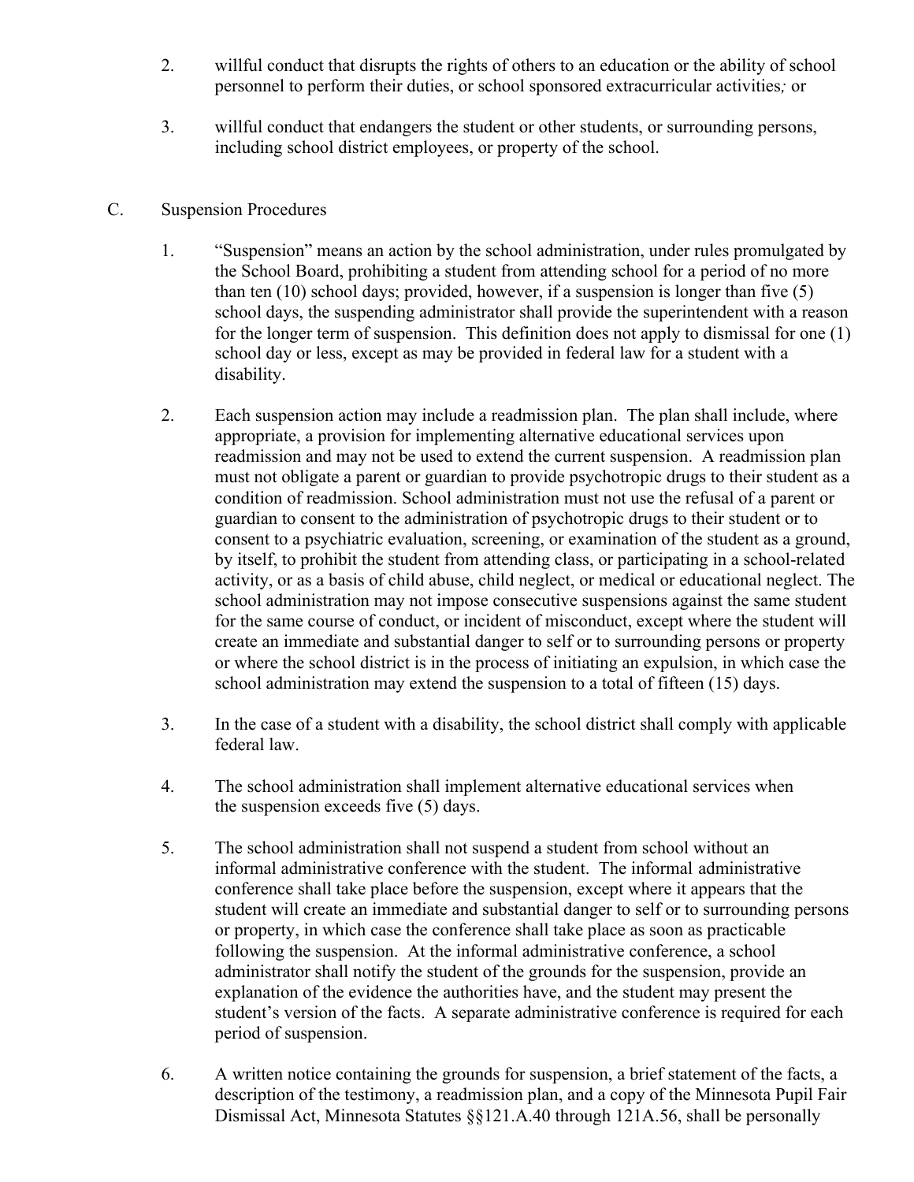2. willful conduct that disrupts the rights of others to an education or the ability of school personnel to perform their duties, or school sponsored extracurricular activities; or

3. willful conduct that endangers the student or other students, or surrounding persons, including school district employees, or property of the school.

C. Suspension Procedures

1. "Suspension" means an action by the school administration, under rules promulgated by the School Board, prohibiting a student from attending school for a period of no more than ten (10) school days; provided, however, if a suspension is longer than five (5) school days, the suspending administrator shall provide the superintendent with a reason for the longer term of suspension. This definition does not apply to dismissal for one (1) school day or less, except as may be provided in federal law for a student with a disability.

2. Each suspension action may include a readmission plan. The plan shall include, where appropriate, a provision for implementing alternative educational services upon readmission and may not be used to extend the current suspension. A readmission plan must not obligate a parent or guardian to provide psychotropic drugs to their student as a condition of readmission. School administration must not use the refusal of a parent or guardian to consent to the administration of psychotropic drugs to their student or to consent to a psychiatric evaluation, screening, or examination of the student as a ground, by itself, to prohibit the student from attending class, or participating in a school-related activity, or as a basis of child abuse, child neglect, or medical or educational neglect. The school administration may not impose consecutive suspensions against the same student for the same course of conduct, or incident of misconduct, except where the student will create an immediate and substantial danger to self or to surrounding persons or property or where the school district is in the process of initiating an expulsion, in which case the school administration may extend the suspension to a total of fifteen (15) days.

3. In the case of a student with a disability, the school district shall comply with applicable federal law.

4. The school administration shall implement alternative educational services when the suspension exceeds five (5) days.

5. The school administration shall not suspend a student from school without an informal administrative conference with the student. The informal administrative conference shall take place before the suspension, except where it appears that the student will create an immediate and substantial danger to self or to surrounding persons or property, in which case the conference shall take place as soon as practicable following the suspension. At the informal administrative conference, a school administrator shall notify the student of the grounds for the suspension, provide an explanation of the evidence the authorities have, and the student may present the student's version of the facts. A separate administrative conference is required for each period of suspension.

6. A written notice containing the grounds for suspension, a brief statement of the facts, a description of the testimony, a readmission plan, and a copy of the Minnesota Pupil Fair Dismissal Act, Minnesota Statutes §§121.A.40 through 121A.56, shall be personally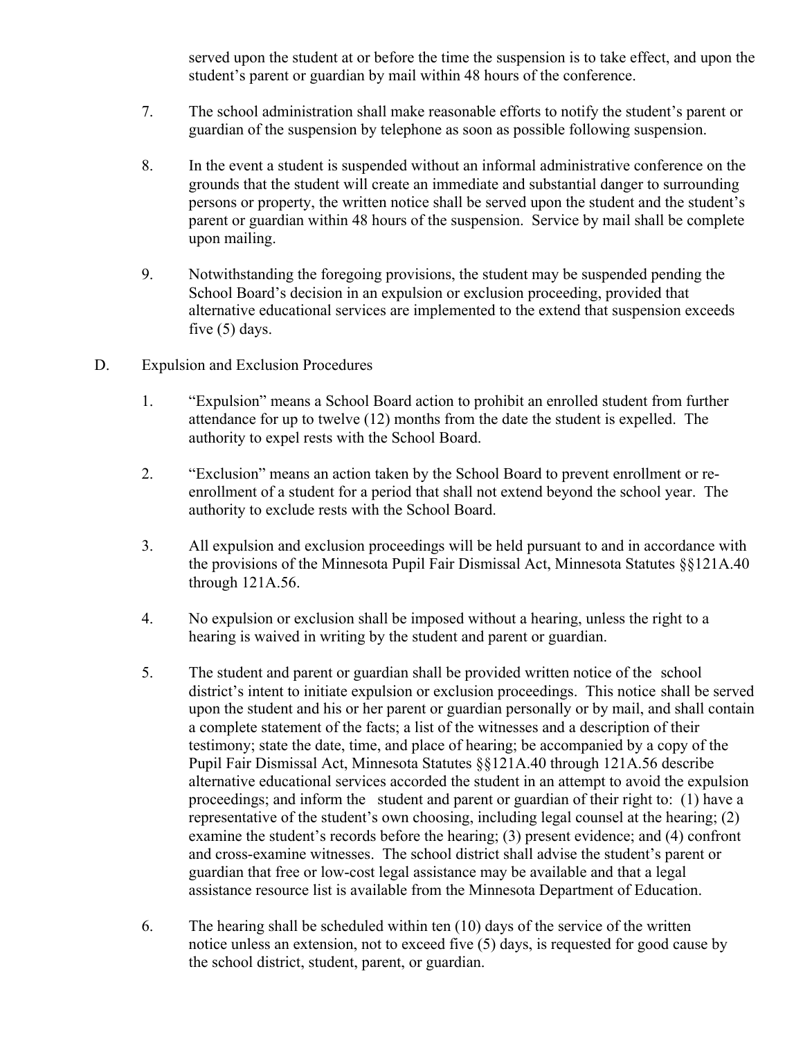served upon the student at or before the time the suspension is to take effect, and upon the student's parent or guardian by mail within 48 hours of the conference.

7. The school administration shall make reasonable efforts to notify the student's parent or guardian of the suspension by telephone as soon as possible following suspension.

8. In the event a student is suspended without an informal administrative conference on the grounds that the student will create an immediate and substantial danger to surrounding persons or property, the written notice shall be served upon the student and the student's parent or guardian within 48 hours of the suspension. Service by mail shall be complete upon mailing.

9. Notwithstanding the foregoing provisions, the student may be suspended pending the School Board's decision in an expulsion or exclusion proceeding, provided that alternative educational services are implemented to the extend that suspension exceeds five (5) days.

D. Expulsion and Exclusion Procedures

1. "Expulsion" means a School Board action to prohibit an enrolled student from further attendance for up to twelve (12) months from the date the student is expelled. The authority to expel rests with the School Board.

2. "Exclusion" means an action taken by the School Board to prevent enrollment or re-enrollment of a student for a period that shall not extend beyond the school year. The authority to exclude rests with the School Board.

3. All expulsion and exclusion proceedings will be held pursuant to and in accordance with the provisions of the Minnesota Pupil Fair Dismissal Act, Minnesota Statutes §§121A.40 through 121A.56.

4. No expulsion or exclusion shall be imposed without a hearing, unless the right to a hearing is waived in writing by the student and parent or guardian.

5. The student and parent or guardian shall be provided written notice of the school district's intent to initiate expulsion or exclusion proceedings. This notice shall be served upon the student and his or her parent or guardian personally or by mail, and shall contain a complete statement of the facts; a list of the witnesses and a description of their testimony; state the date, time, and place of hearing; be accompanied by a copy of the Pupil Fair Dismissal Act, Minnesota Statutes §§121A.40 through 121A.56 describe alternative educational services accorded the student in an attempt to avoid the expulsion proceedings; and inform the student and parent or guardian of their right to: (1) have a representative of the student's own choosing, including legal counsel at the hearing; (2) examine the student's records before the hearing; (3) present evidence; and (4) confront and cross-examine witnesses. The school district shall advise the student's parent or guardian that free or low-cost legal assistance may be available and that a legal assistance resource list is available from the Minnesota Department of Education.

6. The hearing shall be scheduled within ten (10) days of the service of the written notice unless an extension, not to exceed five (5) days, is requested for good cause by the school district, student, parent, or guardian.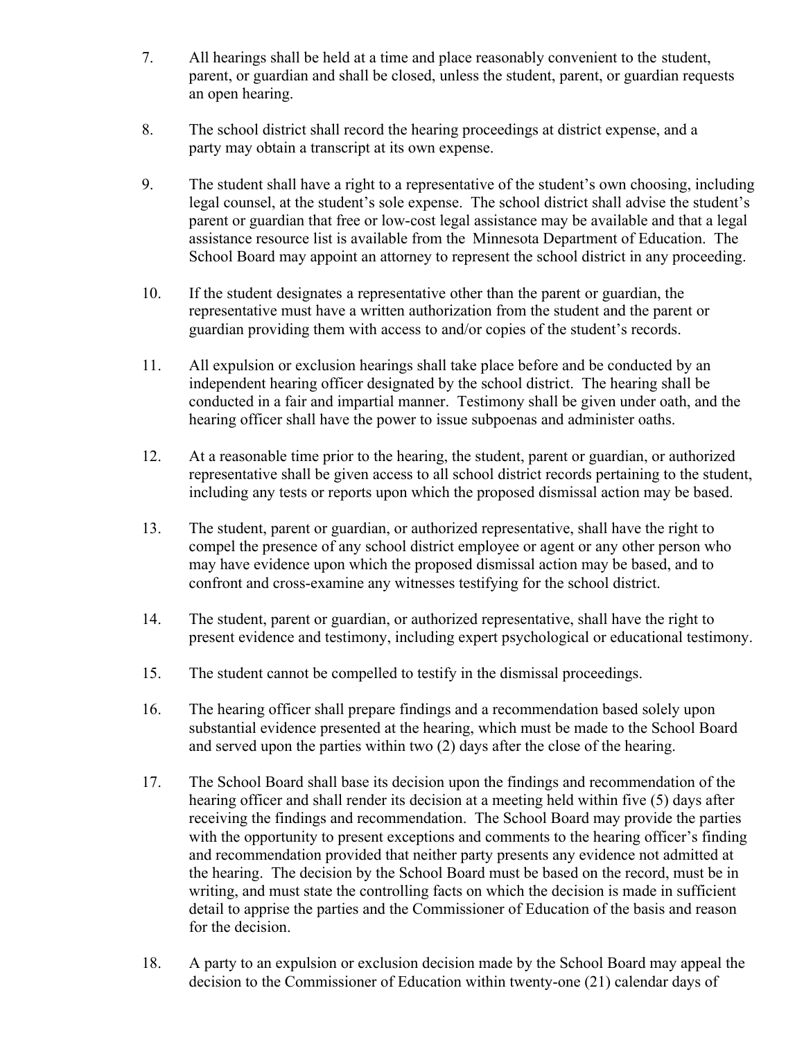7. All hearings shall be held at a time and place reasonably convenient to the student, parent, or guardian and shall be closed, unless the student, parent, or guardian requests an open hearing.

8. The school district shall record the hearing proceedings at district expense, and a party may obtain a transcript at its own expense.

9. The student shall have a right to a representative of the student's own choosing, including legal counsel, at the student's sole expense. The school district shall advise the student's parent or guardian that free or low-cost legal assistance may be available and that a legal assistance resource list is available from the Minnesota Department of Education. The School Board may appoint an attorney to represent the school district in any proceeding.

10. If the student designates a representative other than the parent or guardian, the representative must have a written authorization from the student and the parent or guardian providing them with access to and/or copies of the student's records.

11. All expulsion or exclusion hearings shall take place before and be conducted by an independent hearing officer designated by the school district. The hearing shall be conducted in a fair and impartial manner. Testimony shall be given under oath, and the hearing officer shall have the power to issue subpoenas and administer oaths.

12. At a reasonable time prior to the hearing, the student, parent or guardian, or authorized representative shall be given access to all school district records pertaining to the student, including any tests or reports upon which the proposed dismissal action may be based.

13. The student, parent or guardian, or authorized representative, shall have the right to compel the presence of any school district employee or agent or any other person who may have evidence upon which the proposed dismissal action may be based, and to confront and cross-examine any witnesses testifying for the school district.

14. The student, parent or guardian, or authorized representative, shall have the right to present evidence and testimony, including expert psychological or educational testimony.

15. The student cannot be compelled to testify in the dismissal proceedings.

16. The hearing officer shall prepare findings and a recommendation based solely upon substantial evidence presented at the hearing, which must be made to the School Board and served upon the parties within two (2) days after the close of the hearing.

17. The School Board shall base its decision upon the findings and recommendation of the hearing officer and shall render its decision at a meeting held within five (5) days after receiving the findings and recommendation. The School Board may provide the parties with the opportunity to present exceptions and comments to the hearing officer's finding and recommendation provided that neither party presents any evidence not admitted at the hearing. The decision by the School Board must be based on the record, must be in writing, and must state the controlling facts on which the decision is made in sufficient detail to apprise the parties and the Commissioner of Education of the basis and reason for the decision.

18. A party to an expulsion or exclusion decision made by the School Board may appeal the decision to the Commissioner of Education within twenty-one (21) calendar days of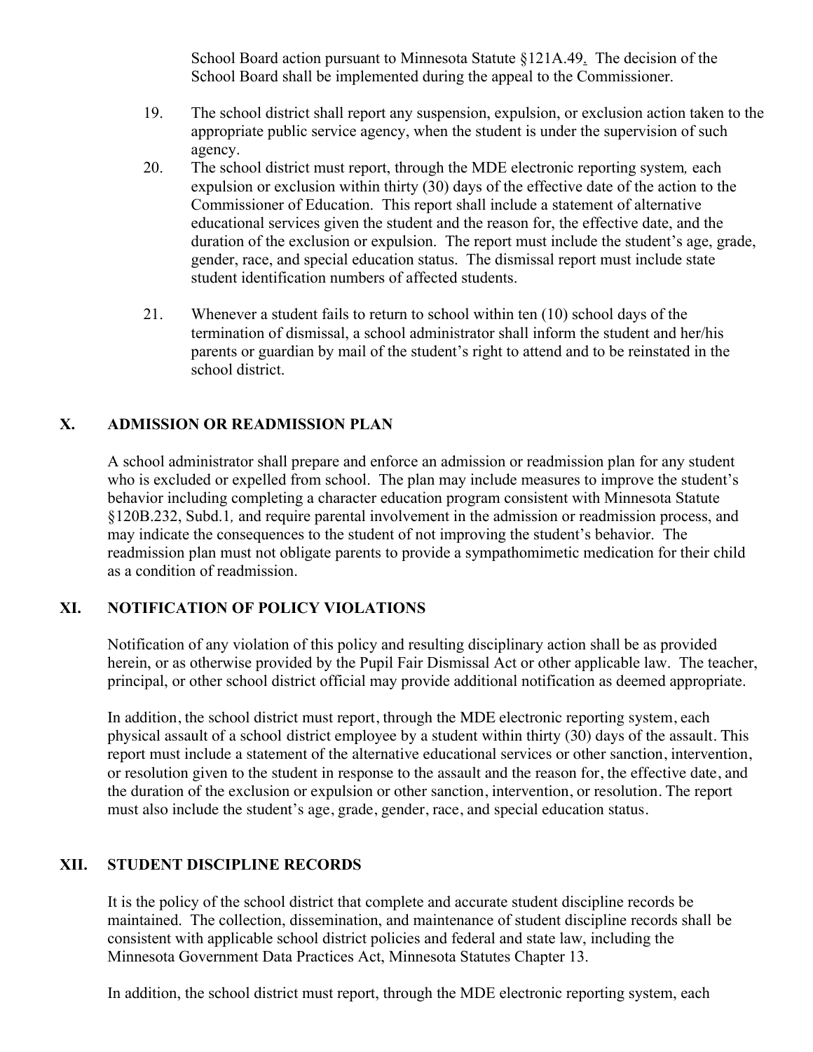School Board action pursuant to Minnesota Statute §121A.49. The decision of the School Board shall be implemented during the appeal to the Commissioner.

19. The school district shall report any suspension, expulsion, or exclusion action taken to the appropriate public service agency, when the student is under the supervision of such agency.

20. The school district must report, through the MDE electronic reporting system, each expulsion or exclusion within thirty (30) days of the effective date of the action to the Commissioner of Education. This report shall include a statement of alternative educational services given the student and the reason for, the effective date, and the duration of the exclusion or expulsion. The report must include the student's age, grade, gender, race, and special education status. The dismissal report must include state student identification numbers of affected students.

21. Whenever a student fails to return to school within ten (10) school days of the termination of dismissal, a school administrator shall inform the student and her/his parents or guardian by mail of the student's right to attend and to be reinstated in the school district.

## X. ADMISSION OR READMISSION PLAN

A school administrator shall prepare and enforce an admission or readmission plan for any student who is excluded or expelled from school. The plan may include measures to improve the student's behavior including completing a character education program consistent with Minnesota Statute §120B.232, Subd.1, and require parental involvement in the admission or readmission process, and may indicate the consequences to the student of not improving the student's behavior. The readmission plan must not obligate parents to provide a sympathomimetic medication for their child as a condition of readmission.

## XI. NOTIFICATION OF POLICY VIOLATIONS

Notification of any violation of this policy and resulting disciplinary action shall be as provided herein, or as otherwise provided by the Pupil Fair Dismissal Act or other applicable law. The teacher, principal, or other school district official may provide additional notification as deemed appropriate.

In addition, the school district must report, through the MDE electronic reporting system, each physical assault of a school district employee by a student within thirty (30) days of the assault. This report must include a statement of the alternative educational services or other sanction, intervention, or resolution given to the student in response to the assault and the reason for, the effective date, and the duration of the exclusion or expulsion or other sanction, intervention, or resolution. The report must also include the student's age, grade, gender, race, and special education status.

## XII. STUDENT DISCIPLINE RECORDS

It is the policy of the school district that complete and accurate student discipline records be maintained. The collection, dissemination, and maintenance of student discipline records shall be consistent with applicable school district policies and federal and state law, including the Minnesota Government Data Practices Act, Minnesota Statutes Chapter 13.

In addition, the school district must report, through the MDE electronic reporting system, each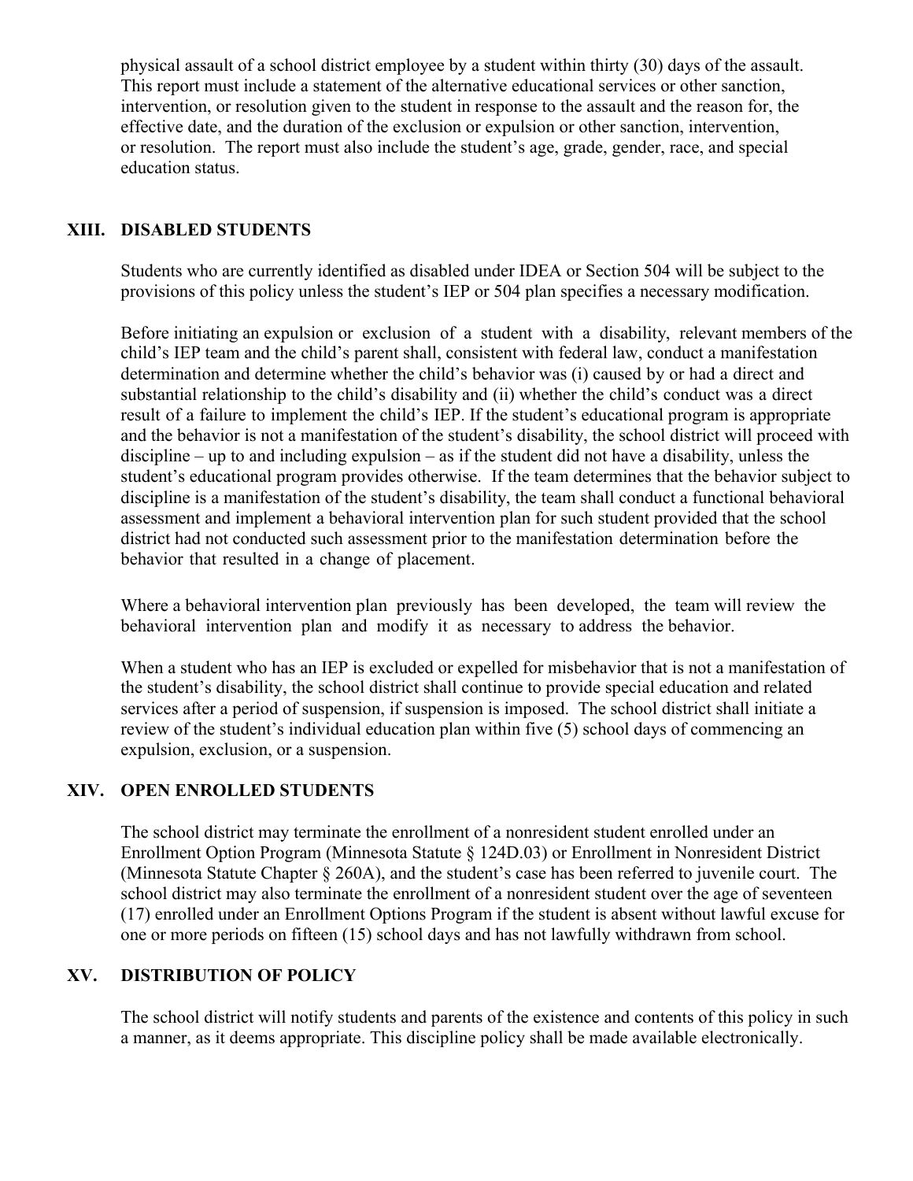physical assault of a school district employee by a student within thirty (30) days of the assault. This report must include a statement of the alternative educational services or other sanction, intervention, or resolution given to the student in response to the assault and the reason for, the effective date, and the duration of the exclusion or expulsion or other sanction, intervention, or resolution. The report must also include the student's age, grade, gender, race, and special education status.

## XIII. DISABLED STUDENTS

Students who are currently identified as disabled under IDEA or Section 504 will be subject to the provisions of this policy unless the student's IEP or 504 plan specifies a necessary modification.

Before initiating an expulsion or exclusion of a student with a disability, relevant members of the child's IEP team and the child's parent shall, consistent with federal law, conduct a manifestation determination and determine whether the child's behavior was (i) caused by or had a direct and substantial relationship to the child's disability and (ii) whether the child's conduct was a direct result of a failure to implement the child's IEP. If the student's educational program is appropriate and the behavior is not a manifestation of the student's disability, the school district will proceed with discipline – up to and including expulsion – as if the student did not have a disability, unless the student's educational program provides otherwise. If the team determines that the behavior subject to discipline is a manifestation of the student's disability, the team shall conduct a functional behavioral assessment and implement a behavioral intervention plan for such student provided that the school district had not conducted such assessment prior to the manifestation determination before the behavior that resulted in a change of placement.

Where a behavioral intervention plan previously has been developed, the team will review the behavioral intervention plan and modify it as necessary to address the behavior.

When a student who has an IEP is excluded or expelled for misbehavior that is not a manifestation of the student's disability, the school district shall continue to provide special education and related services after a period of suspension, if suspension is imposed. The school district shall initiate a review of the student's individual education plan within five (5) school days of commencing an expulsion, exclusion, or a suspension.

## XIV. OPEN ENROLLED STUDENTS

The school district may terminate the enrollment of a nonresident student enrolled under an Enrollment Option Program (Minnesota Statute § 124D.03) or Enrollment in Nonresident District (Minnesota Statute Chapter § 260A), and the student's case has been referred to juvenile court. The school district may also terminate the enrollment of a nonresident student over the age of seventeen (17) enrolled under an Enrollment Options Program if the student is absent without lawful excuse for one or more periods on fifteen (15) school days and has not lawfully withdrawn from school.

## XV. DISTRIBUTION OF POLICY

The school district will notify students and parents of the existence and contents of this policy in such a manner, as it deems appropriate. This discipline policy shall be made available electronically.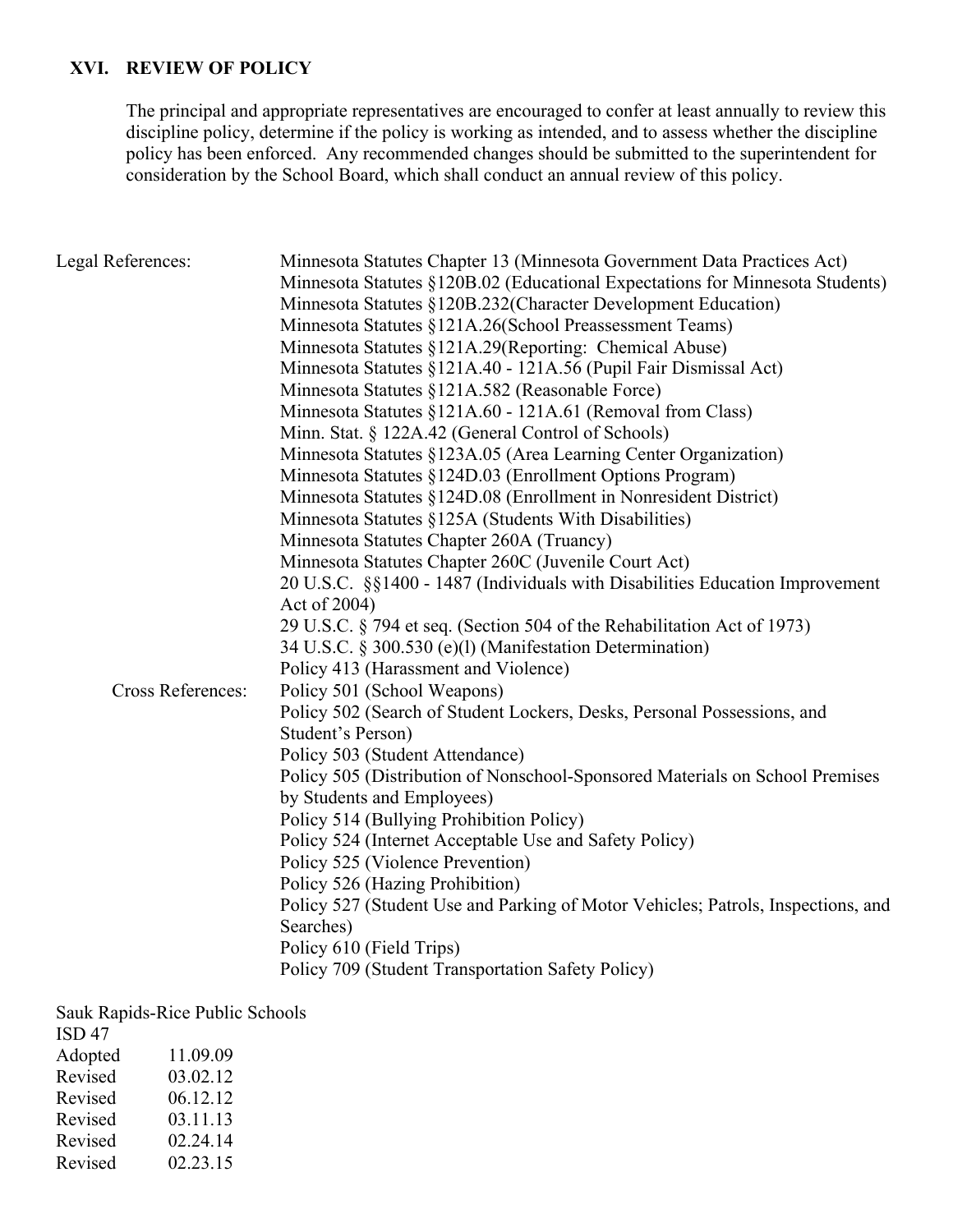## XVI. REVIEW OF POLICY

The principal and appropriate representatives are encouraged to confer at least annually to review this discipline policy, determine if the policy is working as intended, and to assess whether the discipline policy has been enforced. Any recommended changes should be submitted to the superintendent for consideration by the School Board, which shall conduct an annual review of this policy.

Legal References:

- Minnesota Statutes Chapter 13 (Minnesota Government Data Practices Act)
- Minnesota Statutes §120B.02 (Educational Expectations for Minnesota Students)
- Minnesota Statutes §120B.232(Character Development Education)
- Minnesota Statutes §121A.26(School Preassessment Teams)
- Minnesota Statutes §121A.29(Reporting: Chemical Abuse)
- Minnesota Statutes §121A.40 - 121A.56 (Pupil Fair Dismissal Act)
- Minnesota Statutes §121A.582 (Reasonable Force)
- Minnesota Statutes §121A.60 - 121A.61 (Removal from Class)
- Minn. Stat. § 122A.42 (General Control of Schools)
- Minnesota Statutes §123A.05 (Area Learning Center Organization)
- Minnesota Statutes §124D.03 (Enrollment Options Program)
- Minnesota Statutes §124D.08 (Enrollment in Nonresident District)
- Minnesota Statutes §125A (Students With Disabilities)
- Minnesota Statutes Chapter 260A (Truancy)
- Minnesota Statutes Chapter 260C (Juvenile Court Act)
- 20 U.S.C. §§1400 - 1487 (Individuals with Disabilities Education Improvement Act of 2004)
- 29 U.S.C. § 794 et seq. (Section 504 of the Rehabilitation Act of 1973)
- 34 U.S.C. § 300.530 (e)(l) (Manifestation Determination)
- Policy 413 (Harassment and Violence)

Cross References:

- Policy 501 (School Weapons)
- Policy 502 (Search of Student Lockers, Desks, Personal Possessions, and Student's Person)
- Policy 503 (Student Attendance)
- Policy 505 (Distribution of Nonschool-Sponsored Materials on School Premises by Students and Employees)
- Policy 514 (Bullying Prohibition Policy)
- Policy 524 (Internet Acceptable Use and Safety Policy)
- Policy 525 (Violence Prevention)
- Policy 526 (Hazing Prohibition)
- Policy 527 (Student Use and Parking of Motor Vehicles; Patrols, Inspections, and Searches)
- Policy 610 (Field Trips)
- Policy 709 (Student Transportation Safety Policy)

Sauk Rapids-Rice Public Schools
ISD 47

Adopted 11.09.09
Revised 03.02.12
Revised 06.12.12
Revised 03.11.13
Revised 02.24.14
Revised 02.23.15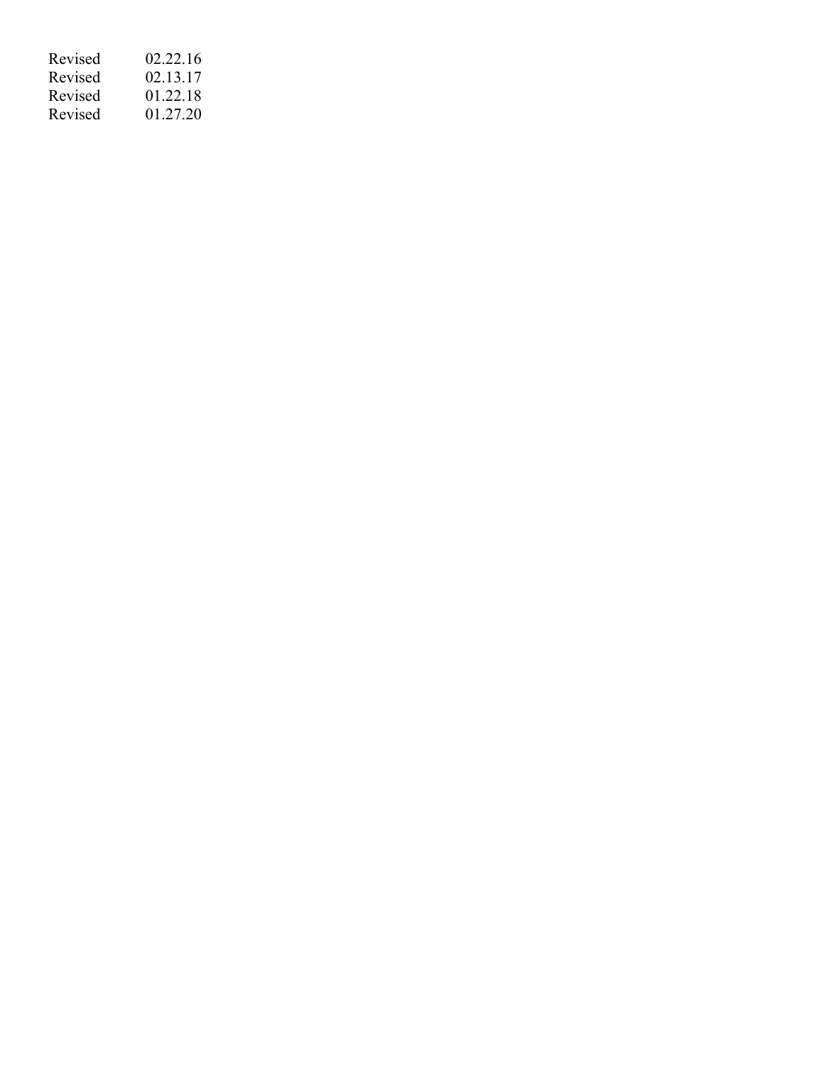| | |
|---|---|
| Revised | 02.22.16 |
| Revised | 02.13.17 |
| Revised | 01.22.18 |
| Revised | 01.27.20 |